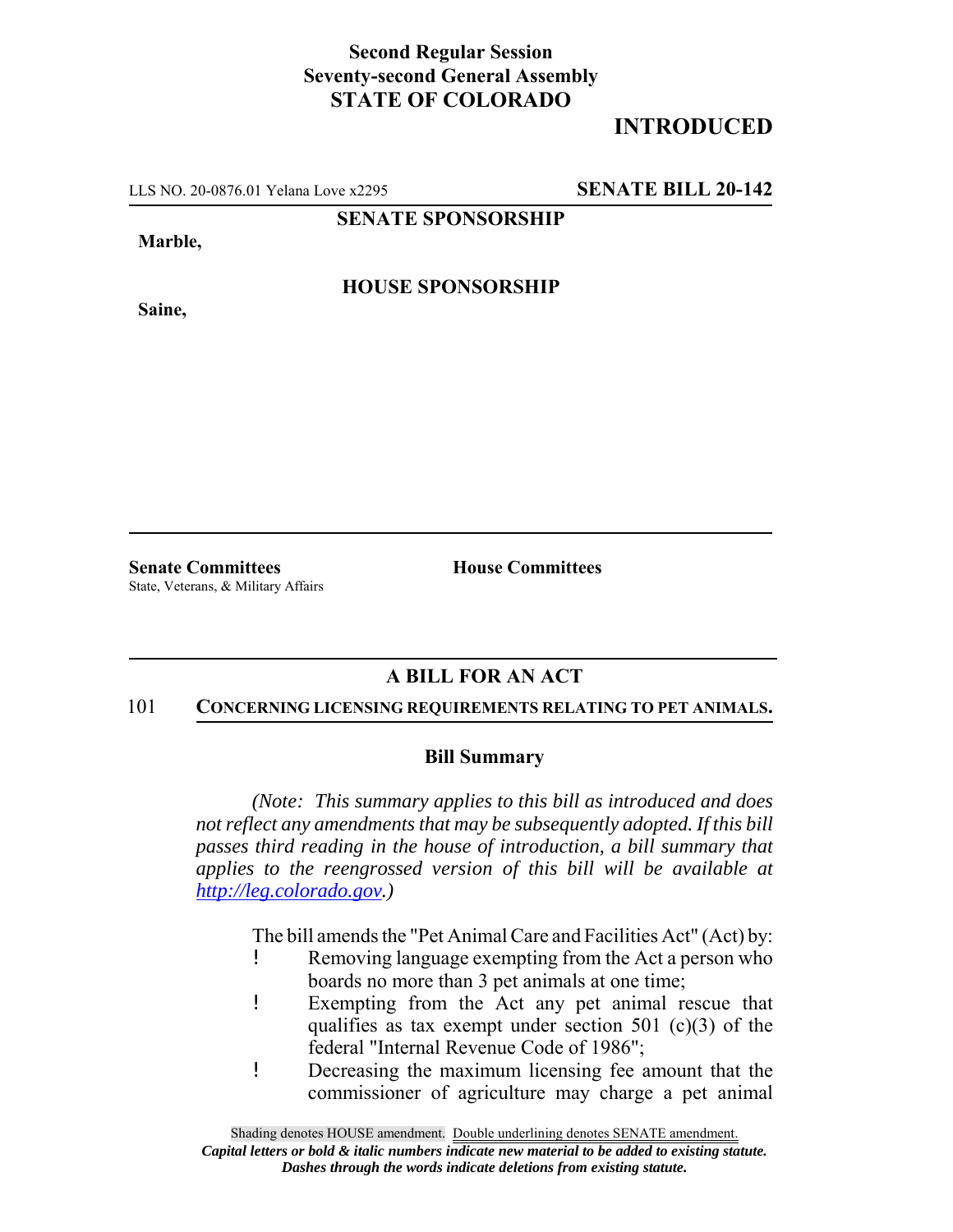**Second Regular Session**
**Seventy-second General Assembly**
**STATE OF COLORADO**

# INTRODUCED

LLS NO. 20-0876.01 Yelana Love x2295 **SENATE BILL 20-142**

**SENATE SPONSORSHIP**

**Marble,**

**HOUSE SPONSORSHIP**

**Saine,**

**Senate Committees**
State, Veterans, & Military Affairs

**House Committees**

## A BILL FOR AN ACT

101 **CONCERNING LICENSING REQUIREMENTS RELATING TO PET ANIMALS.**

### Bill Summary

*(Note: This summary applies to this bill as introduced and does not reflect any amendments that may be subsequently adopted. If this bill passes third reading in the house of introduction, a bill summary that applies to the reengrossed version of this bill will be available at http://leg.colorado.gov.)*

The bill amends the "Pet Animal Care and Facilities Act" (Act) by:

- Removing language exempting from the Act a person who boards no more than 3 pet animals at one time;
- Exempting from the Act any pet animal rescue that qualifies as tax exempt under section 501 (c)(3) of the federal "Internal Revenue Code of 1986";
- Decreasing the maximum licensing fee amount that the commissioner of agriculture may charge a pet animal

Shading denotes HOUSE amendment. Double underlining denotes SENATE amendment.
*Capital letters or bold & italic numbers indicate new material to be added to existing statute.*
*Dashes through the words indicate deletions from existing statute.*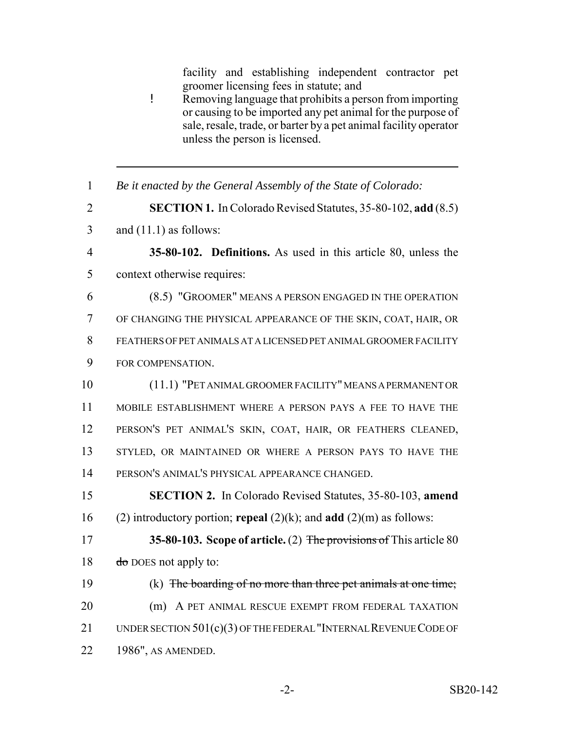facility and establishing independent contractor pet groomer licensing fees in statute; and

- Removing language that prohibits a person from importing or causing to be imported any pet animal for the purpose of sale, resale, trade, or barter by a pet animal facility operator unless the person is licensed.

---

1 *Be it enacted by the General Assembly of the State of Colorado:*

2 **SECTION 1.** In Colorado Revised Statutes, 35-80-102, **add** (8.5)
3 and (11.1) as follows:

4 **35-80-102. Definitions.** As used in this article 80, unless the
5 context otherwise requires:

6 (8.5) "GROOMER" MEANS A PERSON ENGAGED IN THE OPERATION
7 OF CHANGING THE PHYSICAL APPEARANCE OF THE SKIN, COAT, HAIR, OR
8 FEATHERS OF PET ANIMALS AT A LICENSED PET ANIMAL GROOMER FACILITY
9 FOR COMPENSATION.

10 (11.1) "PET ANIMAL GROOMER FACILITY" MEANS A PERMANENT OR
11 MOBILE ESTABLISHMENT WHERE A PERSON PAYS A FEE TO HAVE THE
12 PERSON'S PET ANIMAL'S SKIN, COAT, HAIR, OR FEATHERS CLEANED,
13 STYLED, OR MAINTAINED OR WHERE A PERSON PAYS TO HAVE THE
14 PERSON'S ANIMAL'S PHYSICAL APPEARANCE CHANGED.

15 **SECTION 2.** In Colorado Revised Statutes, 35-80-103, **amend**
16 (2) introductory portion; **repeal** (2)(k); and **add** (2)(m) as follows:

17 **35-80-103. Scope of article.** (2) ~~The provisions of~~ This article 80
18 ~~do~~ DOES not apply to:

19 (k) ~~The boarding of no more than three pet animals at one time;~~

20 (m) A PET ANIMAL RESCUE EXEMPT FROM FEDERAL TAXATION
21 UNDER SECTION 501(c)(3) OF THE FEDERAL "INTERNAL REVENUE CODE OF
22 1986", AS AMENDED.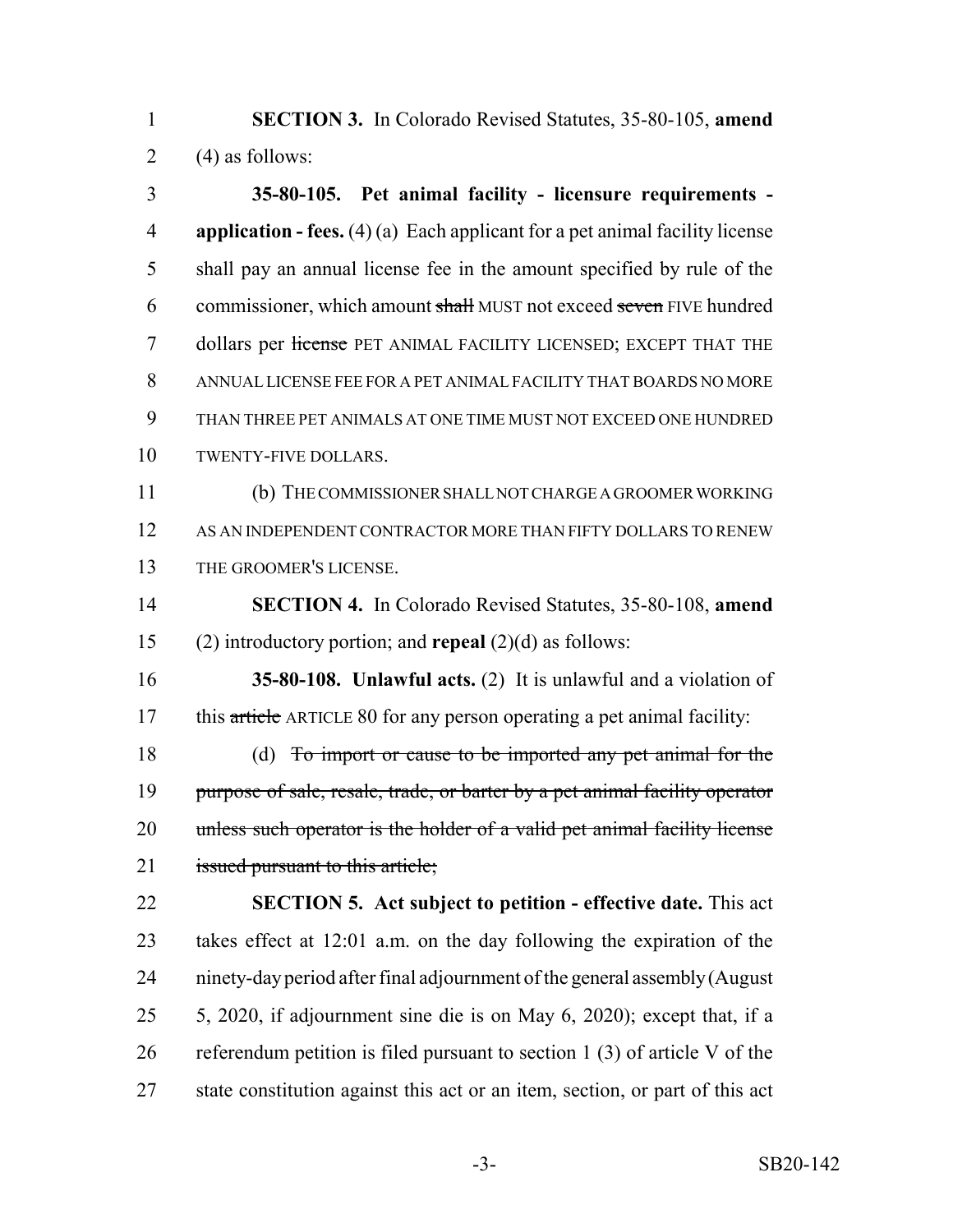**SECTION 3.** In Colorado Revised Statutes, 35-80-105, **amend** (4) as follows:

**35-80-105. Pet animal facility - licensure requirements - application - fees.** (4) (a) Each applicant for a pet animal facility license shall pay an annual license fee in the amount specified by rule of the commissioner, which amount ~~shall~~ MUST not exceed ~~seven~~ FIVE hundred dollars per ~~license~~ PET ANIMAL FACILITY LICENSED; EXCEPT THAT THE ANNUAL LICENSE FEE FOR A PET ANIMAL FACILITY THAT BOARDS NO MORE THAN THREE PET ANIMALS AT ONE TIME MUST NOT EXCEED ONE HUNDRED TWENTY-FIVE DOLLARS.

(b) THE COMMISSIONER SHALL NOT CHARGE A GROOMER WORKING AS AN INDEPENDENT CONTRACTOR MORE THAN FIFTY DOLLARS TO RENEW THE GROOMER'S LICENSE.

**SECTION 4.** In Colorado Revised Statutes, 35-80-108, **amend** (2) introductory portion; and **repeal** (2)(d) as follows:

**35-80-108. Unlawful acts.** (2) It is unlawful and a violation of this ~~article~~ ARTICLE 80 for any person operating a pet animal facility:

(d) ~~To import or cause to be imported any pet animal for the purpose of sale, resale, trade, or barter by a pet animal facility operator unless such operator is the holder of a valid pet animal facility license issued pursuant to this article;~~

**SECTION 5. Act subject to petition - effective date.** This act takes effect at 12:01 a.m. on the day following the expiration of the ninety-day period after final adjournment of the general assembly (August 5, 2020, if adjournment sine die is on May 6, 2020); except that, if a referendum petition is filed pursuant to section 1 (3) of article V of the state constitution against this act or an item, section, or part of this act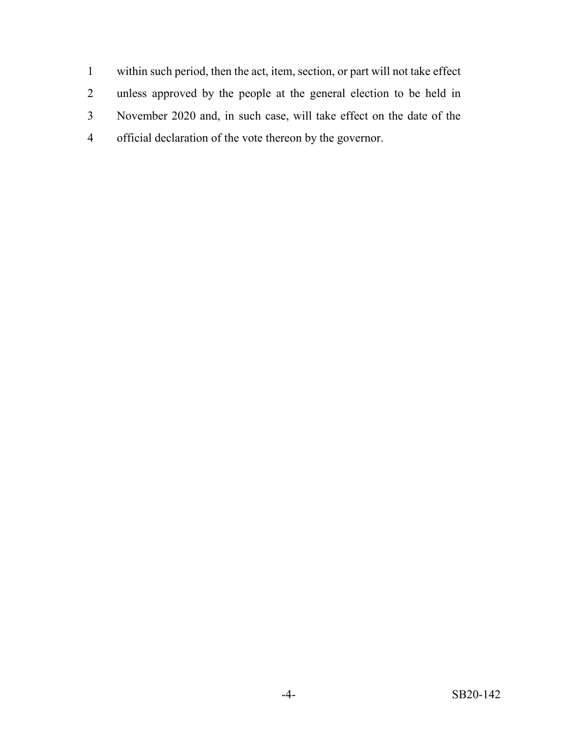within such period, then the act, item, section, or part will not take effect unless approved by the people at the general election to be held in November 2020 and, in such case, will take effect on the date of the official declaration of the vote thereon by the governor.